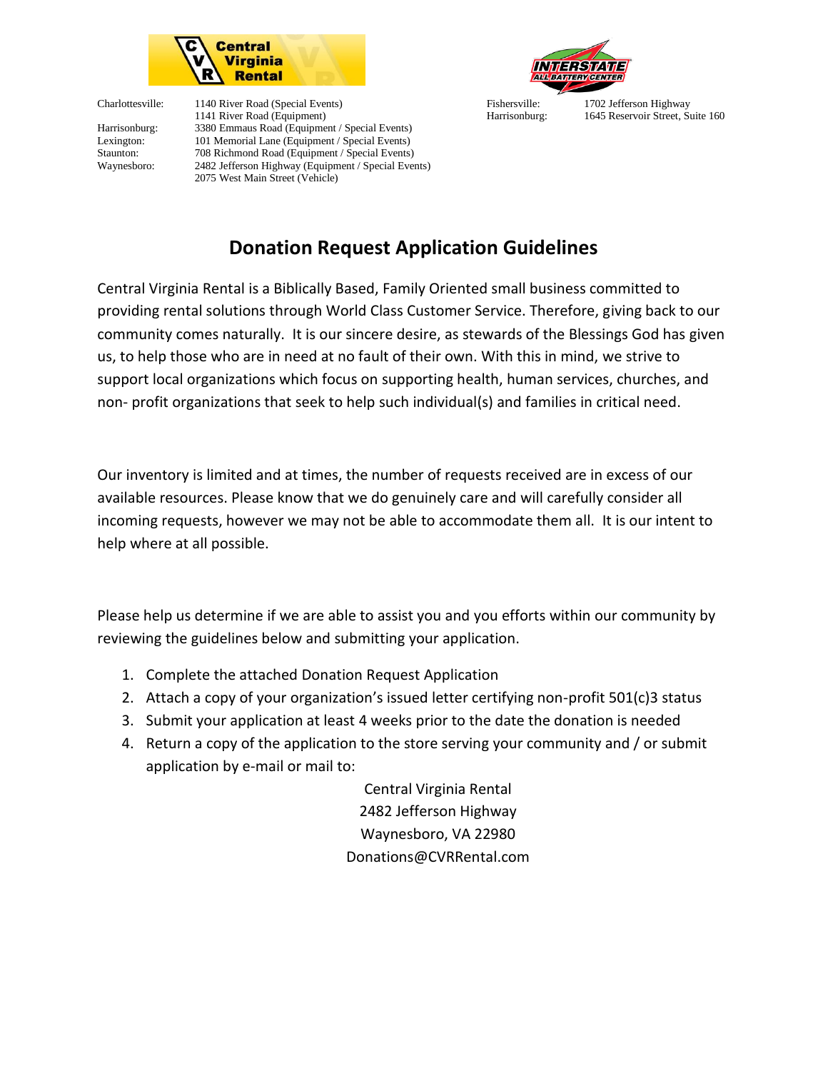Central Virginia Rental

| | |
|---|---|
| Charlottesville: | 1140 River Road (Special Events) |
| | 1141 River Road (Equipment) |
| Harrisonburg: | 3380 Emmaus Road (Equipment / Special Events) |
| Lexington: | 101 Memorial Lane (Equipment / Special Events) |
| Staunton: | 708 Richmond Road (Equipment / Special Events) |
| Waynesboro: | 2482 Jefferson Highway (Equipment / Special Events) |
| | 2075 West Main Street (Vehicle) |

INTERSTATE ALL BATTERY CENTER

| | |
|---|---|
| Fishersville: | 1702 Jefferson Highway |
| Harrisonburg: | 1645 Reservoir Street, Suite 160 |

# Donation Request Application Guidelines

Central Virginia Rental is a Biblically Based, Family Oriented small business committed to providing rental solutions through World Class Customer Service. Therefore, giving back to our community comes naturally. It is our sincere desire, as stewards of the Blessings God has given us, to help those who are in need at no fault of their own. With this in mind, we strive to support local organizations which focus on supporting health, human services, churches, and non- profit organizations that seek to help such individual(s) and families in critical need.

Our inventory is limited and at times, the number of requests received are in excess of our available resources. Please know that we do genuinely care and will carefully consider all incoming requests, however we may not be able to accommodate them all. It is our intent to help where at all possible.

Please help us determine if we are able to assist you and you efforts within our community by reviewing the guidelines below and submitting your application.

1. Complete the attached Donation Request Application
2. Attach a copy of your organization's issued letter certifying non-profit 501(c)3 status
3. Submit your application at least 4 weeks prior to the date the donation is needed
4. Return a copy of the application to the store serving your community and / or submit application by e-mail or mail to:

   Central Virginia Rental
   2482 Jefferson Highway
   Waynesboro, VA 22980
   Donations@CVRRental.com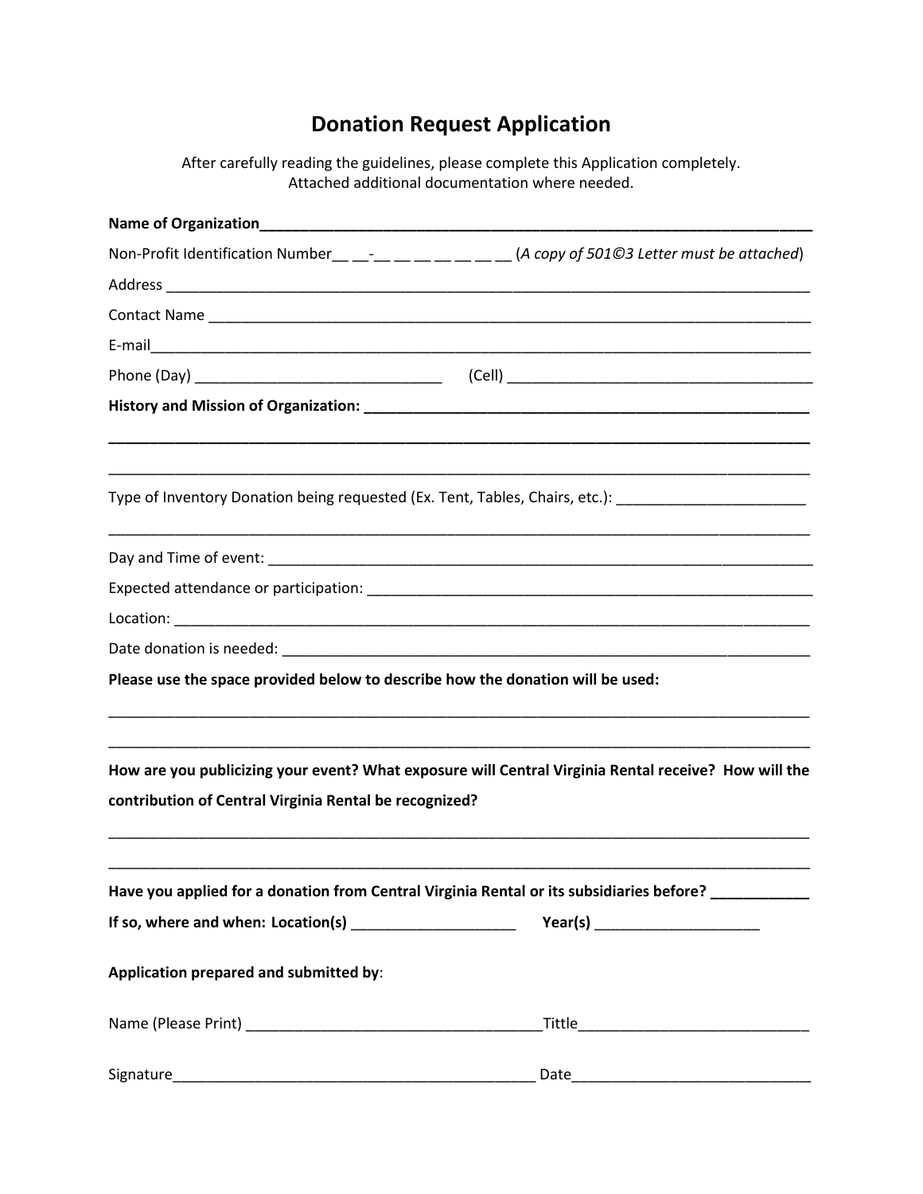# Donation Request Application

After carefully reading the guidelines, please complete this Application completely.
Attached additional documentation where needed.

**Name of Organization**_________________________________________________________________

Non-Profit Identification Number__ __-__ __ __ __ __ __ __ (*A copy of 501©3 Letter must be attached*)

Address ________________________________________________________________________

Contact Name ____________________________________________________________________

E-mail__________________________________________________________________________

Phone (Day) ____________________________ (Cell) ___________________________________

**History and Mission of Organization:** ____________________________________________________

______________________________________________________________________________

______________________________________________________________________________

Type of Inventory Donation being requested (Ex. Tent, Tables, Chairs, etc.): ______________________

______________________________________________________________________________

Day and Time of event: _____________________________________________________________

Expected attendance or participation: ___________________________________________________

Location: _________________________________________________________________________

Date donation is needed: ____________________________________________________________

**Please use the space provided below to describe how the donation will be used:**

______________________________________________________________________________

______________________________________________________________________________

**How are you publicizing your event? What exposure will Central Virginia Rental receive? How will the contribution of Central Virginia Rental be recognized?**

______________________________________________________________________________

______________________________________________________________________________

**Have you applied for a donation from Central Virginia Rental or its subsidiaries before?** ___________

**If so, where and when: Location(s)** ____________________ **Year(s)** ____________________

**Application prepared and submitted by**:

Name (Please Print) ___________________________________Tittle___________________________

Signature____________________________________________ Date____________________________